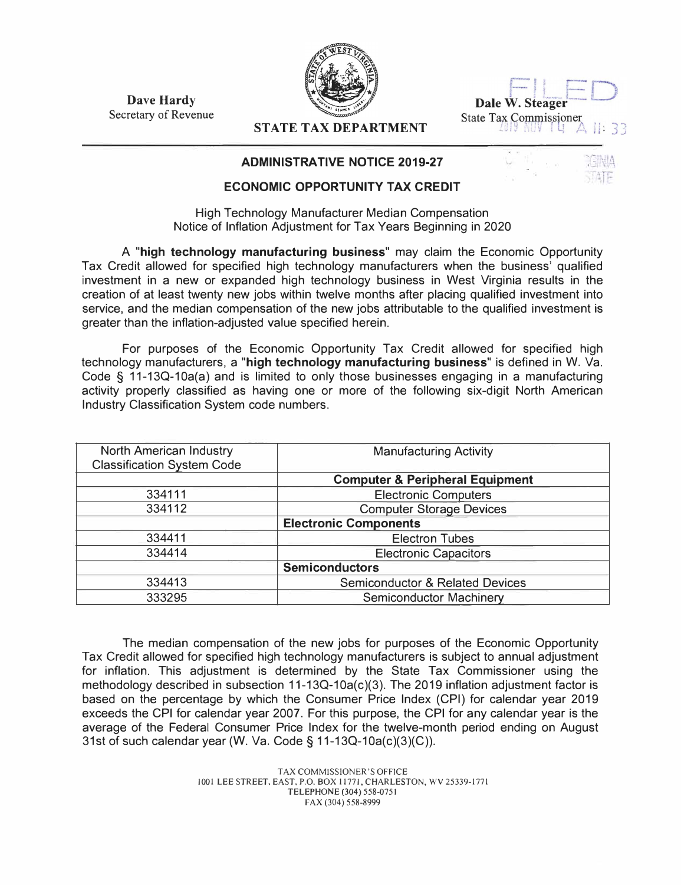**Dave Hardy**
Secretary of Revenue

**STATE TAX DEPARTMENT**

**Dale W. Steager**
State Tax Commissioner

FILED
2019 NOV 14 A 11:33

### ADMINISTRATIVE NOTICE 2019-27

### ECONOMIC OPPORTUNITY TAX CREDIT

High Technology Manufacturer Median Compensation
Notice of Inflation Adjustment for Tax Years Beginning in 2020

A "**high technology manufacturing business**" may claim the Economic Opportunity Tax Credit allowed for specified high technology manufacturers when the business' qualified investment in a new or expanded high technology business in West Virginia results in the creation of at least twenty new jobs within twelve months after placing qualified investment into service, and the median compensation of the new jobs attributable to the qualified investment is greater than the inflation-adjusted value specified herein.

For purposes of the Economic Opportunity Tax Credit allowed for specified high technology manufacturers, a "**high technology manufacturing business**" is defined in W. Va. Code § 11-13Q-10a(a) and is limited to only those businesses engaging in a manufacturing activity properly classified as having one or more of the following six-digit North American Industry Classification System code numbers.

| North American Industry Classification System Code | Manufacturing Activity |
|---|---|
| | **Computer & Peripheral Equipment** |
| 334111 | Electronic Computers |
| 334112 | Computer Storage Devices |
| | **Electronic Components** |
| 334411 | Electron Tubes |
| 334414 | Electronic Capacitors |
| | **Semiconductors** |
| 334413 | Semiconductor & Related Devices |
| 333295 | Semiconductor Machinery |

The median compensation of the new jobs for purposes of the Economic Opportunity Tax Credit allowed for specified high technology manufacturers is subject to annual adjustment for inflation. This adjustment is determined by the State Tax Commissioner using the methodology described in subsection 11-13Q-10a(c)(3). The 2019 inflation adjustment factor is based on the percentage by which the Consumer Price Index (CPI) for calendar year 2019 exceeds the CPI for calendar year 2007. For this purpose, the CPI for any calendar year is the average of the Federal Consumer Price Index for the twelve-month period ending on August 31st of such calendar year (W. Va. Code § 11-13Q-10a(c)(3)(C)).

TAX COMMISSIONER'S OFFICE
1001 LEE STREET, EAST, P.O. BOX 11771, CHARLESTON, WV 25339-1771
TELEPHONE (304) 558-0751
FAX (304) 558-8999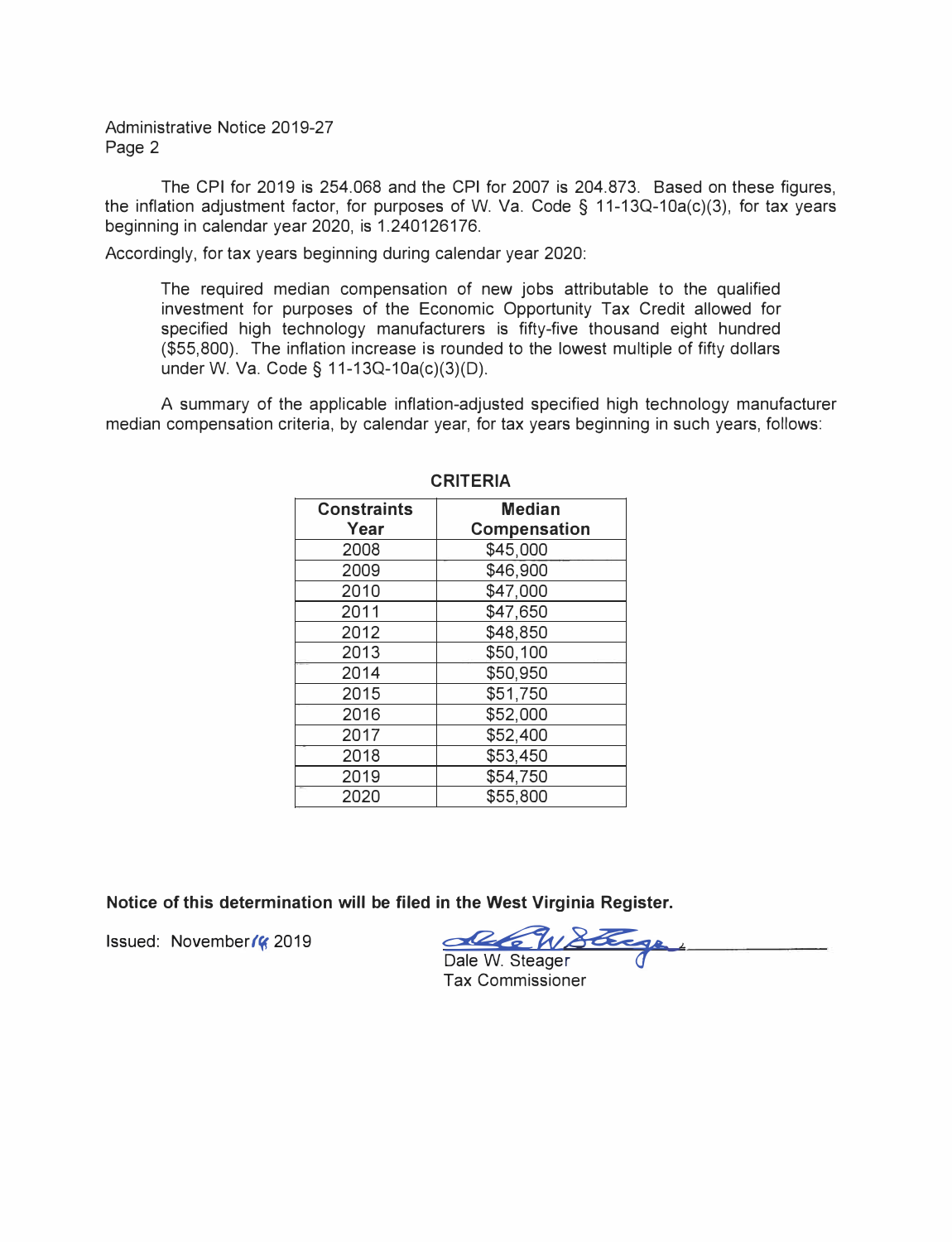Administrative Notice 2019-27
Page 2

The CPI for 2019 is 254.068 and the CPI for 2007 is 204.873. Based on these figures, the inflation adjustment factor, for purposes of W. Va. Code § 11-13Q-10a(c)(3), for tax years beginning in calendar year 2020, is 1.240126176.

Accordingly, for tax years beginning during calendar year 2020:

> The required median compensation of new jobs attributable to the qualified investment for purposes of the Economic Opportunity Tax Credit allowed for specified high technology manufacturers is fifty-five thousand eight hundred ($55,800). The inflation increase is rounded to the lowest multiple of fifty dollars under W. Va. Code § 11-13Q-10a(c)(3)(D).

A summary of the applicable inflation-adjusted specified high technology manufacturer median compensation criteria, by calendar year, for tax years beginning in such years, follows:

**CRITERIA**

| Constraints Year | Median Compensation |
|---|---|
| 2008 | $45,000 |
| 2009 | $46,900 |
| 2010 | $47,000 |
| 2011 | $47,650 |
| 2012 | $48,850 |
| 2013 | $50,100 |
| 2014 | $50,950 |
| 2015 | $51,750 |
| 2016 | $52,000 |
| 2017 | $52,400 |
| 2018 | $53,450 |
| 2019 | $54,750 |
| 2020 | $55,800 |

**Notice of this determination will be filed in the West Virginia Register.**

Issued: November 14 2019

Dale W. Steager
Tax Commissioner